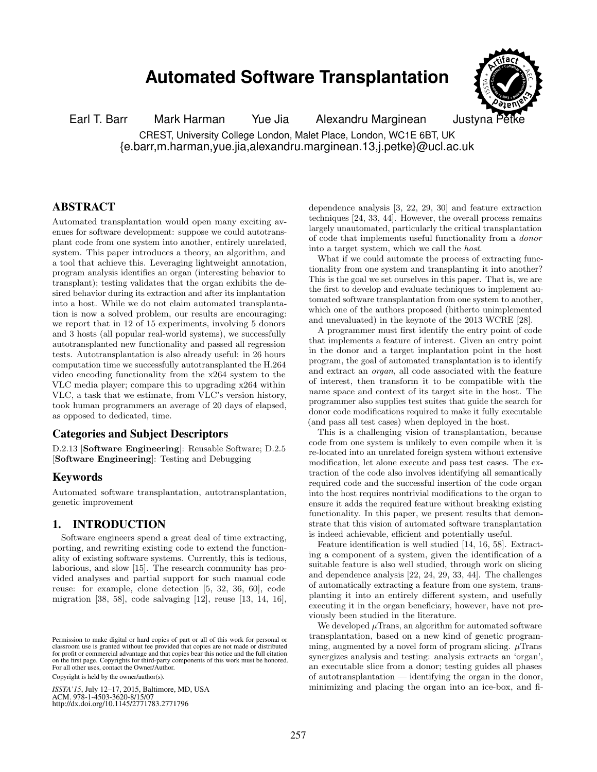# Automated Software Transplantation

Earl T. Barr   Mark Harman   Yue Jia   Alexandru Marginean   Justyna Petke

CREST, University College London, Malet Place, London, WC1E 6BT, UK
{e.barr,m.harman,yue.jia,alexandru.marginean.13,j.petke}@ucl.ac.uk

## ABSTRACT

Automated transplantation would open many exciting avenues for software development: suppose we could autotransplant code from one system into another, entirely unrelated, system. This paper introduces a theory, an algorithm, and a tool that achieve this. Leveraging lightweight annotation, program analysis identifies an organ (interesting behavior to transplant); testing validates that the organ exhibits the desired behavior during its extraction and after its implantation into a host. While we do not claim automated transplantation is now a solved problem, our results are encouraging: we report that in 12 of 15 experiments, involving 5 donors and 3 hosts (all popular real-world systems), we successfully autotransplanted new functionality and passed all regression tests. Autotransplantation is also already useful: in 26 hours computation time we successfully autotransplanted the H.264 video encoding functionality from the x264 system to the VLC media player; compare this to upgrading x264 within VLC, a task that we estimate, from VLC's version history, took human programmers an average of 20 days of elapsed, as opposed to dedicated, time.

## Categories and Subject Descriptors

D.2.13 [**Software Engineering**]: Reusable Software; D.2.5 [**Software Engineering**]: Testing and Debugging

## Keywords

Automated software transplantation, autotransplantation, genetic improvement

## 1. INTRODUCTION

Software engineers spend a great deal of time extracting, porting, and rewriting existing code to extend the functionality of existing software systems. Currently, this is tedious, laborious, and slow [15]. The research community has provided analyses and partial support for such manual code reuse: for example, clone detection [5, 32, 36, 60], code migration [38, 58], code salvaging [12], reuse [13, 14, 16], dependence analysis [3, 22, 29, 30] and feature extraction techniques [24, 33, 44]. However, the overall process remains largely unautomated, particularly the critical transplantation of code that implements useful functionality from a *donor* into a target system, which we call the *host*.

What if we could automate the process of extracting functionality from one system and transplanting it into another? This is the goal we set ourselves in this paper. That is, we are the first to develop and evaluate techniques to implement automated software transplantation from one system to another, which one of the authors proposed (hitherto unimplemented and unevaluated) in the keynote of the 2013 WCRE [28].

A programmer must first identify the entry point of code that implements a feature of interest. Given an entry point in the donor and a target implantation point in the host program, the goal of automated transplantation is to identify and extract an *organ*, all code associated with the feature of interest, then transform it to be compatible with the name space and context of its target site in the host. The programmer also supplies test suites that guide the search for donor code modifications required to make it fully executable (and pass all test cases) when deployed in the host.

This is a challenging vision of transplantation, because code from one system is unlikely to even compile when it is re-located into an unrelated foreign system without extensive modification, let alone execute and pass test cases. The extraction of the code also involves identifying all semantically required code and the successful insertion of the code organ into the host requires nontrivial modifications to the organ to ensure it adds the required feature without breaking existing functionality. In this paper, we present results that demonstrate that this vision of automated software transplantation is indeed achievable, efficient and potentially useful.

Feature identification is well studied [14, 16, 58]. Extracting a component of a system, given the identification of a suitable feature is also well studied, through work on slicing and dependence analysis [22, 24, 29, 33, 44]. The challenges of automatically extracting a feature from one system, transplanting it into an entirely different system, and usefully executing it in the organ beneficiary, however, have not previously been studied in the literature.

We developed $\mu$Trans, an algorithm for automated software transplantation, based on a new kind of genetic programming, augmented by a novel form of program slicing. $\mu$Trans synergizes analysis and testing: analysis extracts an 'organ', an executable slice from a donor; testing guides all phases of autotransplantation — identifying the organ in the donor, minimizing and placing the organ into an ice-box, and fi-

Permission to make digital or hard copies of part or all of this work for personal or classroom use is granted without fee provided that copies are not made or distributed for profit or commercial advantage and that copies bear this notice and the full citation on the first page. Copyrights for third-party components of this work must be honored. For all other uses, contact the Owner/Author.
Copyright is held by the owner/author(s).

*ISSTA'15*, July 12–17, 2015, Baltimore, MD, USA
ACM. 978-1-4503-3620-8/15/07
http://dx.doi.org/10.1145/2771783.2771796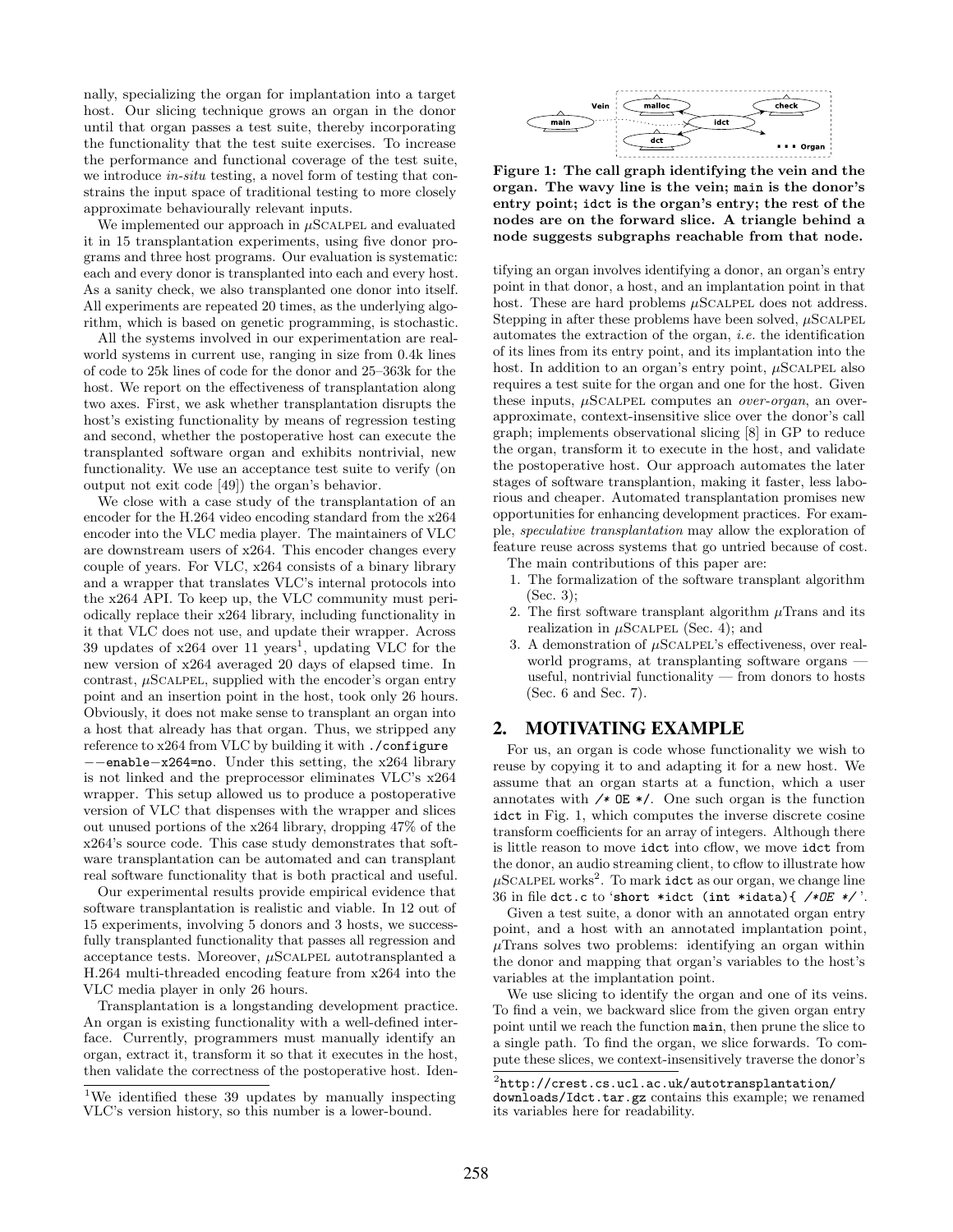nally, specializing the organ for implantation into a target host. Our slicing technique grows an organ in the donor until that organ passes a test suite, thereby incorporating the functionality that the test suite exercises. To increase the performance and functional coverage of the test suite, we introduce *in-situ* testing, a novel form of testing that constrains the input space of traditional testing to more closely approximate behaviourally relevant inputs.

We implemented our approach in $\mu$SCALPEL and evaluated it in 15 transplantation experiments, using five donor programs and three host programs. Our evaluation is systematic: each and every donor is transplanted into each and every host. As a sanity check, we also transplanted one donor into itself. All experiments are repeated 20 times, as the underlying algorithm, which is based on genetic programming, is stochastic.

All the systems involved in our experimentation are real-world systems in current use, ranging in size from 0.4k lines of code to 25k lines of code for the donor and 25–363k for the host. We report on the effectiveness of transplantation along two axes. First, we ask whether transplantation disrupts the host's existing functionality by means of regression testing and second, whether the postoperative host can execute the transplanted software organ and exhibits nontrivial, new functionality. We use an acceptance test suite to verify (on output not exit code [49]) the organ's behavior.

We close with a case study of the transplantation of an encoder for the H.264 video encoding standard from the x264 encoder into the VLC media player. The maintainers of VLC are downstream users of x264. This encoder changes every couple of years. For VLC, x264 consists of a binary library and a wrapper that translates VLC's internal protocols into the x264 API. To keep up, the VLC community must periodically replace their x264 library, including functionality in it that VLC does not use, and update their wrapper. Across 39 updates of x264 over 11 years[1], updating VLC for the new version of x264 averaged 20 days of elapsed time. In contrast, $\mu$SCALPEL, supplied with the encoder's organ entry point and an insertion point in the host, took only 26 hours. Obviously, it does not make sense to transplant an organ into a host that already has that organ. Thus, we stripped any reference to x264 from VLC by building it with `./configure --enable-x264=no`. Under this setting, the x264 library is not linked and the preprocessor eliminates VLC's x264 wrapper. This setup allowed us to produce a postoperative version of VLC that dispenses with the wrapper and slices out unused portions of the x264 library, dropping 47% of the x264's source code. This case study demonstrates that software transplantation can be automated and can transplant real software functionality that is both practical and useful.

Our experimental results provide empirical evidence that software transplantation is realistic and viable. In 12 out of 15 experiments, involving 5 donors and 3 hosts, we successfully transplanted functionality that passes all regression and acceptance tests. Moreover, $\mu$SCALPEL autotransplanted a H.264 multi-threaded encoding feature from x264 into the VLC media player in only 26 hours.

Transplantation is a longstanding development practice. An organ is existing functionality with a well-defined interface. Currently, programmers must manually identify an organ, extract it, transform it so that it executes in the host, then validate the correctness of the postoperative host. Identifying an organ involves identifying a donor, an organ's entry point in that donor, a host, and an implantation point in that host. These are hard problems $\mu$SCALPEL does not address. Stepping in after these problems have been solved, $\mu$SCALPEL automates the extraction of the organ, *i.e.* the identification of its lines from its entry point, and its implantation into the host. In addition to an organ's entry point, $\mu$SCALPEL also requires a test suite for the organ and one for the host. Given these inputs, $\mu$SCALPEL computes an *over-organ*, an over-approximate, context-insensitive slice over the donor's call graph; implements observational slicing [8] in GP to reduce the organ, transform it to execute in the host, and validate the postoperative host. Our approach automates the later stages of software transplantion, making it faster, less laborious and cheaper. Automated transplantation promises new opportunities for enhancing development practices. For example, *speculative transplantation* may allow the exploration of feature reuse across systems that go untried because of cost.

[1]We identified these 39 updates by manually inspecting VLC's version history, so this number is a lower-bound.

**Figure 1: The call graph identifying the vein and the organ. The wavy line is the vein; main is the donor's entry point; idct is the organ's entry; the rest of the nodes are on the forward slice. A triangle behind a node suggests subgraphs reachable from that node.**

The main contributions of this paper are:

1. The formalization of the software transplant algorithm (Sec. 3);
2. The first software transplant algorithm $\mu$Trans and its realization in $\mu$SCALPEL (Sec. 4); and
3. A demonstration of $\mu$SCALPEL's effectiveness, over real-world programs, at transplanting software organs — useful, nontrivial functionality — from donors to hosts (Sec. 6 and Sec. 7).

## 2. MOTIVATING EXAMPLE

For us, an organ is code whose functionality we wish to reuse by copying it to and adapting it for a new host. We assume that an organ starts at a function, which a user annotates with `/* OE */`. One such organ is the function `idct` in Fig. 1, which computes the inverse discrete cosine transform coefficients for an array of integers. Although there is little reason to move `idct` into cflow, we move `idct` from the donor, an audio streaming client, to cflow to illustrate how $\mu$SCALPEL works[2]. To mark `idct` as our organ, we change line 36 in file `dct.c` to '`short *idct (int *idata){ /*OE */`'.

Given a test suite, a donor with an annotated organ entry point, and a host with an annotated implantation point, $\mu$Trans solves two problems: identifying an organ within the donor and mapping that organ's variables to the host's variables at the implantation point.

We use slicing to identify the organ and one of its veins. To find a vein, we backward slice from the given organ entry point until we reach the function `main`, then prune the slice to a single path. To find the organ, we slice forwards. To compute these slices, we context-insensitively traverse the donor's

[2]http://crest.cs.ucl.ac.uk/autotransplantation/downloads/Idct.tar.gz contains this example; we renamed its variables here for readability.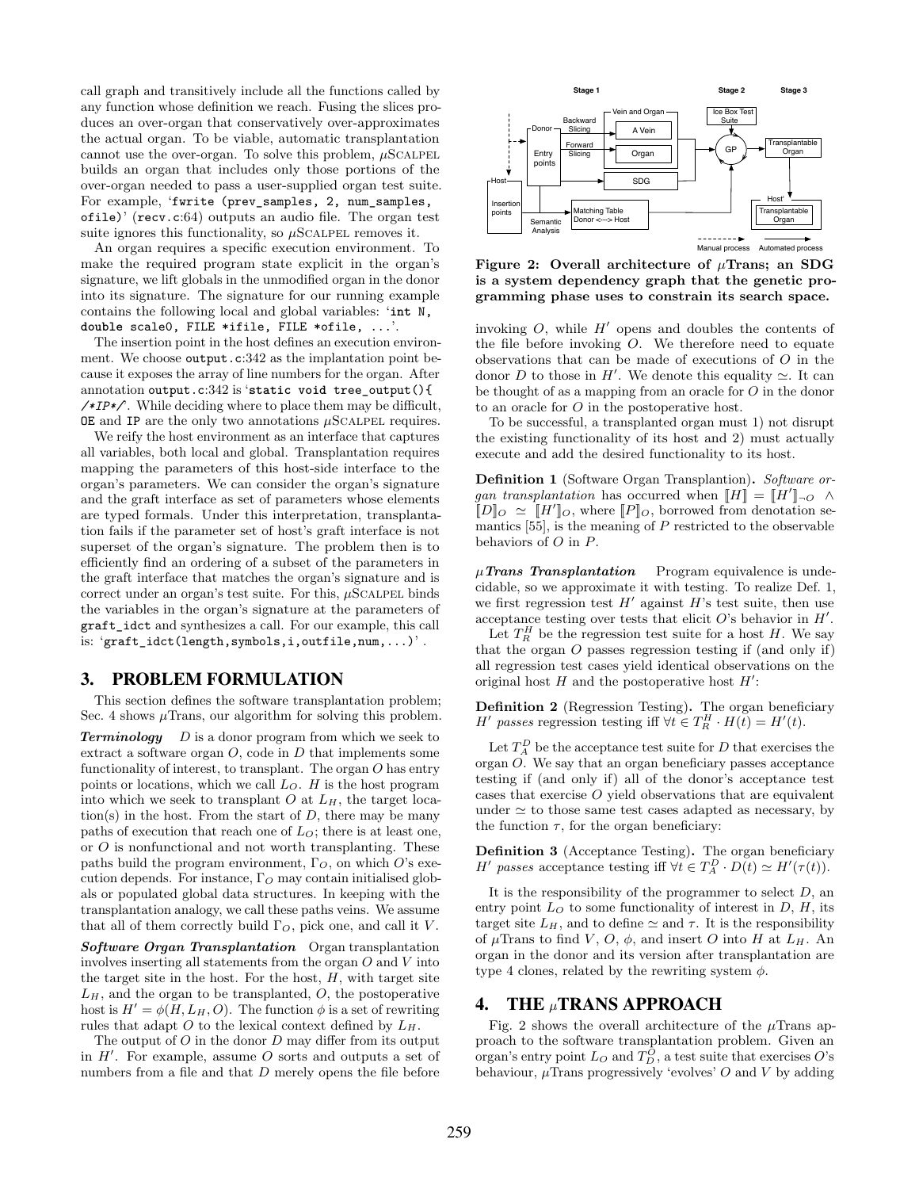call graph and transitively include all the functions called by any function whose definition we reach. Fusing the slices produces an over-organ that conservatively over-approximates the actual organ. To be viable, automatic transplantation cannot use the over-organ. To solve this problem, μSCALPEL builds an organ that includes only those portions of the over-organ needed to pass a user-supplied organ test suite. For example, '`fwrite (prev_samples, 2, num_samples, ofile)`' (`recv.c`:64) outputs an audio file. The organ test suite ignores this functionality, so μSCALPEL removes it.

An organ requires a specific execution environment. To make the required program state explicit in the organ's signature, we lift globals in the unmodified organ in the donor into its signature. The signature for our running example contains the following local and global variables: '`int N, double scale0, FILE *ifile, FILE *ofile, ...`'.

The insertion point in the host defines an execution environment. We choose `output.c`:342 as the implantation point because it exposes the array of line numbers for the organ. After annotation `output.c`:342 is '`static void tree_output(){ /*IP*/`'. While deciding where to place them may be difficult, `OE` and `IP` are the only two annotations μSCALPEL requires.

We reify the host environment as an interface that captures all variables, both local and global. Transplantation requires mapping the parameters of this host-side interface to the organ's parameters. We can consider the organ's signature and the graft interface as set of parameters whose elements are typed formals. Under this interpretation, transplantation fails if the parameter set of host's graft interface is not superset of the organ's signature. The problem then is to efficiently find an ordering of a subset of the parameters in the graft interface that matches the organ's signature and is correct under an organ's test suite. For this, μSCALPEL binds the variables in the organ's signature at the parameters of `graft_idct` and synthesizes a call. For our example, this call is: '`graft_idct(length,symbols,i,outfile,num,...)`'.

## 3. PROBLEM FORMULATION

This section defines the software transplantation problem; Sec. 4 shows μTrans, our algorithm for solving this problem.

***Terminology*** $D$ is a donor program from which we seek to extract a software organ $O$, code in $D$ that implements some functionality of interest, to transplant. The organ $O$ has entry points or locations, which we call $L_O$. $H$ is the host program into which we seek to transplant $O$ at $L_H$, the target location(s) in the host. From the start of $D$, there may be many paths of execution that reach one of $L_O$; there is at least one, or $O$ is nonfunctional and not worth transplanting. These paths build the program environment, $\Gamma_O$, on which $O$'s execution depends. For instance, $\Gamma_O$ may contain initialised globals or populated global data structures. In keeping with the transplantation analogy, we call these paths veins. We assume that all of them correctly build $\Gamma_O$, pick one, and call it $V$.

***Software Organ Transplantation*** Organ transplantation involves inserting all statements from the organ $O$ and $V$ into the target site in the host. For the host, $H$, with target site $L_H$, and the organ to be transplanted, $O$, the postoperative host is $H' = \phi(H, L_H, O)$. The function $\phi$ is a set of rewriting rules that adapt $O$ to the lexical context defined by $L_H$.

The output of $O$ in the donor $D$ may differ from its output in $H'$. For example, assume $O$ sorts and outputs a set of numbers from a file and that $D$ merely opens the file before invoking $O$, while $H'$ opens and doubles the contents of the file before invoking $O$. We therefore need to equate observations that can be made of executions of $O$ in the donor $D$ to those in $H'$. We denote this equality $\simeq$. It can be thought of as a mapping from an oracle for $O$ in the donor to an oracle for $O$ in the postoperative host.

**Figure 2: Overall architecture of μTrans; an SDG is a system dependency graph that the genetic programming phase uses to constrain its search space.**

To be successful, a transplanted organ must 1) not disrupt the existing functionality of its host and 2) must actually execute and add the desired functionality to its host.

**Definition 1** (Software Organ Transplantion)**.** *Software organ transplantation* has occurred when $[\![H]\!] = [\![H']\!]_{\neg O} \wedge [\![D]\!]_O \simeq [\![H']\!]_O$, where $[\![P]\!]_O$, borrowed from denotation semantics [55], is the meaning of $P$ restricted to the observable behaviors of $O$ in $P$.

***μTrans Transplantation*** Program equivalence is undecidable, so we approximate it with testing. To realize Def. 1, we first regression test $H'$ against $H$'s test suite, then use acceptance testing over tests that elicit $O$'s behavior in $H'$.

Let $T_R^H$ be the regression test suite for a host $H$. We say that the organ $O$ passes regression testing if (and only if) all regression test cases yield identical observations on the original host $H$ and the postoperative host $H'$:

**Definition 2** (Regression Testing)**.** *The organ beneficiary $H'$ passes regression testing iff $\forall t \in T_R^H \cdot H(t) = H'(t)$.*

Let $T_A^D$ be the acceptance test suite for $D$ that exercises the organ $O$. We say that an organ beneficiary passes acceptance testing if (and only if) all of the donor's acceptance test cases that exercise $O$ yield observations that are equivalent under $\simeq$ to those same test cases adapted as necessary, by the function $\tau$, for the organ beneficiary:

**Definition 3** (Acceptance Testing)**.** *The organ beneficiary $H'$ passes acceptance testing iff $\forall t \in T_A^D \cdot D(t) \simeq H'(\tau(t))$.*

It is the responsibility of the programmer to select $D$, an entry point $L_O$ to some functionality of interest in $D$, $H$, its target site $L_H$, and to define $\simeq$ and $\tau$. It is the responsibility of μTrans to find $V$, $O$, $\phi$, and insert $O$ into $H$ at $L_H$. An organ in the donor and its version after transplantation are type 4 clones, related by the rewriting system $\phi$.

## 4. THE μTRANS APPROACH

Fig. 2 shows the overall architecture of the μTrans approach to the software transplantation problem. Given an organ's entry point $L_O$ and $T_D^O$, a test suite that exercises $O$'s behaviour, μTrans progressively 'evolves' $O$ and $V$ by adding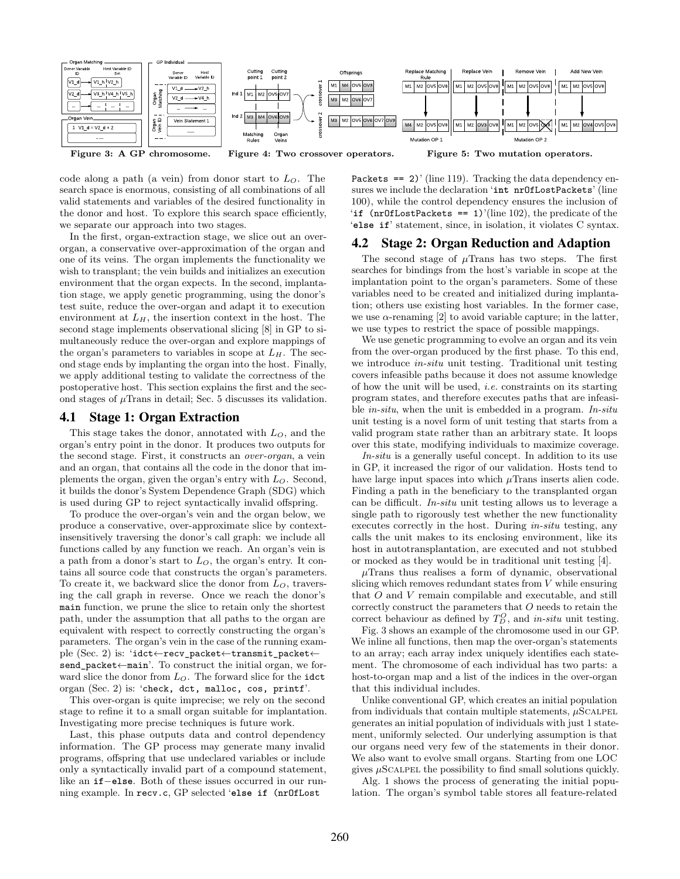Figure 3: A GP chromosome.

Figure 4: Two crossover operators.

Figure 5: Two mutation operators.

code along a path (a vein) from donor start to $L_O$. The search space is enormous, consisting of all combinations of all valid statements and variables of the desired functionality in the donor and host. To explore this search space efficiently, we separate our approach into two stages.

In the first, organ-extraction stage, we slice out an over-organ, a conservative over-approximation of the organ and one of its veins. The organ implements the functionality we wish to transplant; the vein builds and initializes an execution environment that the organ expects. In the second, implantation stage, we apply genetic programming, using the donor's test suite, reduce the over-organ and adapt it to execution environment at $L_H$, the insertion context in the host. The second stage implements observational slicing [8] in GP to simultaneously reduce the over-organ and explore mappings of the organ's parameters to variables in scope at $L_H$. The second stage ends by implanting the organ into the host. Finally, we apply additional testing to validate the correctness of the postoperative host. This section explains the first and the second stages of $\mu$Trans in detail; Sec. 5 discusses its validation.

## 4.1 Stage 1: Organ Extraction

This stage takes the donor, annotated with $L_O$, and the organ's entry point in the donor. It produces two outputs for the second stage. First, it constructs an *over-organ*, a vein and an organ, that contains all the code in the donor that implements the organ, given the organ's entry with $L_O$. Second, it builds the donor's System Dependence Graph (SDG) which is used during GP to reject syntactically invalid offspring.

To produce the over-organ's vein and the organ below, we produce a conservative, over-approximate slice by context-insensitively traversing the donor's call graph: we include all functions called by any function we reach. An organ's vein is a path from a donor's start to $L_O$, the organ's entry. It contains all source code that constructs the organ's parameters. To create it, we backward slice the donor from $L_O$, traversing the call graph in reverse. Once we reach the donor's `main` function, we prune the slice to retain only the shortest path, under the assumption that all paths to the organ are equivalent with respect to correctly constructing the organ's parameters. The organ's vein in the case of the running example (Sec. 2) is: '`idct`←`recv_packet`←`transmit_packet`←`send_packet`←`main`'. To construct the initial organ, we forward slice the donor from $L_O$. The forward slice for the `idct` organ (Sec. 2) is: '`check, dct, malloc, cos, printf`'.

This over-organ is quite imprecise; we rely on the second stage to refine it to a small organ suitable for implantation. Investigating more precise techniques is future work.

Last, this phase outputs data and control dependency information. The GP process may generate many invalid programs, offspring that use undeclared variables or include only a syntactically invalid part of a compound statement, like an `if−else`. Both of these issues occurred in our running example. In `recv.c`, GP selected '`else if (nrOfLostPackets == 2)`' (line 119). Tracking the data dependency ensures we include the declaration '`int nrOfLostPackets`' (line 100), while the control dependency ensures the inclusion of '`if (nrOfLostPackets == 1)`'(line 102), the predicate of the '`else if`' statement, since, in isolation, it violates C syntax.

## 4.2 Stage 2: Organ Reduction and Adaption

The second stage of $\mu$Trans has two steps. The first searches for bindings from the host's variable in scope at the implantation point to the organ's parameters. Some of these variables need to be created and initialized during implantation; others use existing host variables. In the former case, we use $\alpha$-renaming [2] to avoid variable capture; in the latter, we use types to restrict the space of possible mappings.

We use genetic programming to evolve an organ and its vein from the over-organ produced by the first phase. To this end, we introduce *in-situ* unit testing. Traditional unit testing covers infeasible paths because it does not assume knowledge of how the unit will be used, *i.e.* constraints on its starting program states, and therefore executes paths that are infeasible *in-situ*, when the unit is embedded in a program. *In-situ* unit testing is a novel form of unit testing that starts from a valid program state rather than an arbitrary state. It loops over this state, modifying individuals to maximize coverage.

*In-situ* is a generally useful concept. In addition to its use in GP, it increased the rigor of our validation. Hosts tend to have large input spaces into which $\mu$Trans inserts alien code. Finding a path in the beneficiary to the transplanted organ can be difficult. *In-situ* unit testing allows us to leverage a single path to rigorously test whether the new functionality executes correctly in the host. During *in-situ* testing, any calls the unit makes to its enclosing environment, like its host in autotransplantation, are executed and not stubbed or mocked as they would be in traditional unit testing [4].

$\mu$Trans thus realises a form of dynamic, observational slicing which removes redundant states from $V$ while ensuring that $O$ and $V$ remain compilable and executable, and still correctly construct the parameters that $O$ needs to retain the correct behaviour as defined by $T_D^O$, and *in-situ* unit testing.

Fig. 3 shows an example of the chromosome used in our GP. We inline all functions, then map the over-organ's statements to an array; each array index uniquely identifies each statement. The chromosome of each individual has two parts: a host-to-organ map and a list of the indices in the over-organ that this individual includes.

Unlike conventional GP, which creates an initial population from individuals that contain multiple statements, $\mu$SCALPEL generates an initial population of individuals with just 1 statement, uniformly selected. Our underlying assumption is that our organs need very few of the statements in their donor. We also want to evolve small organs. Starting from one LOC gives $\mu$SCALPEL the possibility to find small solutions quickly.

Alg. 1 shows the process of generating the initial population. The organ's symbol table stores all feature-related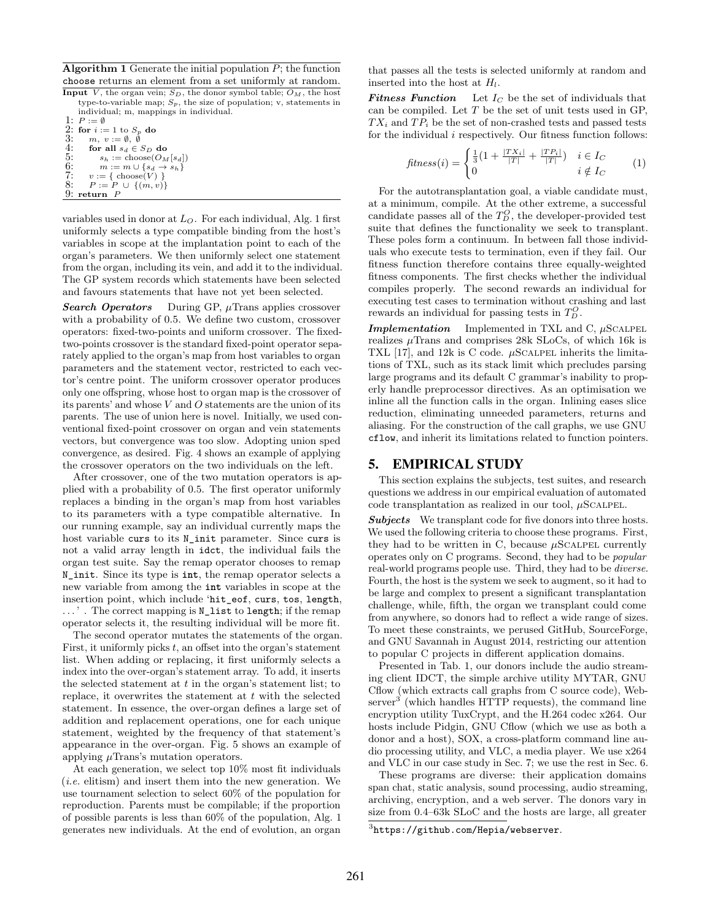**Algorithm 1** Generate the initial population $P$; the function `choose` returns an element from a set uniformly at random.

**Input** $V$, the organ vein; $S_D$, the donor symbol table; $O_M$, the host type-to-variable map; $S_p$, the size of population; v, statements in individual; m, mappings in individual.

```
1: P := ∅
2: for i := 1 to S_p do
3:    m, v := ∅, ∅
4:    for all s_d ∈ S_D do
5:       s_h := choose(O_M[s_d])
6:       m := m ∪ {s_d → s_h}
7:    v := { choose(V) }
8:    P := P ∪ {(m, v)}
9: return P
```

variables used in donor at $L_O$. For each individual, Alg. 1 first uniformly selects a type compatible binding from the host's variables in scope at the implantation point to each of the organ's parameters. We then uniformly select one statement from the organ, including its vein, and add it to the individual. The GP system records which statements have been selected and favours statements that have not yet been selected.

***Search Operators*** During GP, $\mu$Trans applies crossover with a probability of 0.5. We define two custom, crossover operators: fixed-two-points and uniform crossover. The fixed-two-points crossover is the standard fixed-point operator separately applied to the organ's map from host variables to organ parameters and the statement vector, restricted to each vector's centre point. The uniform crossover operator produces only one offspring, whose host to organ map is the crossover of its parents' and whose $V$ and $O$ statements are the union of its parents. The use of union here is novel. Initially, we used conventional fixed-point crossover on organ and vein statements vectors, but convergence was too slow. Adopting union sped convergence, as desired. Fig. 4 shows an example of applying the crossover operators on the two individuals on the left.

After crossover, one of the two mutation operators is applied with a probability of 0.5. The first operator uniformly replaces a binding in the organ's map from host variables to its parameters with a type compatible alternative. In our running example, say an individual currently maps the host variable `curs` to its `N_init` parameter. Since `curs` is not a valid array length in `idct`, the individual fails the organ test suite. Say the remap operator chooses to remap `N_init`. Since its type is `int`, the remap operator selects a new variable from among the `int` variables in scope at the insertion point, which include '`hit_eof`, `curs`, `tos`, `length`, ...' . The correct mapping is `N_list` to `length`; if the remap operator selects it, the resulting individual will be more fit.

The second operator mutates the statements of the organ. First, it uniformly picks $t$, an offset into the organ's statement list. When adding or replacing, it first uniformly selects a index into the over-organ's statement array. To add, it inserts the selected statement at $t$ in the organ's statement list; to replace, it overwrites the statement at $t$ with the selected statement. In essence, the over-organ defines a large set of addition and replacement operations, one for each unique statement, weighted by the frequency of that statement's appearance in the over-organ. Fig. 5 shows an example of applying $\mu$Trans's mutation operators.

At each generation, we select top 10% most fit individuals (*i.e.* elitism) and insert them into the new generation. We use tournament selection to select 60% of the population for reproduction. Parents must be compilable; if the proportion of possible parents is less than 60% of the population, Alg. 1 generates new individuals. At the end of evolution, an organ that passes all the tests is selected uniformly at random and inserted into the host at $H_l$.

***Fitness Function*** Let $I_C$ be the set of individuals that can be compiled. Let $T$ be the set of unit tests used in GP, $TX_i$ and $TP_i$ be the set of non-crashed tests and passed tests for the individual $i$ respectively. Our fitness function follows:

$$\mathit{fitness}(i) = \begin{cases} \frac{1}{3}\left(1 + \frac{|TX_i|}{|T|} + \frac{|TP_i|}{|T|}\right) & i \in I_C \\ 0 & i \notin I_C \end{cases} \quad (1)$$

For the autotransplantation goal, a viable candidate must, at a minimum, compile. At the other extreme, a successful candidate passes all of the $T_D^O$, the developer-provided test suite that defines the functionality we seek to transplant. These poles form a continuum. In between fall those individuals who execute tests to termination, even if they fail. Our fitness function therefore contains three equally-weighted fitness components. The first checks whether the individual compiles properly. The second rewards an individual for executing test cases to termination without crashing and last rewards an individual for passing tests in $T_D^O$.

***Implementation*** Implemented in TXL and C, $\mu$SCALPEL realizes $\mu$Trans and comprises 28k SLoCs, of which 16k is TXL [17], and 12k is C code. $\mu$SCALPEL inherits the limitations of TXL, such as its stack limit which precludes parsing large programs and its default C grammar's inability to properly handle preprocessor directives. As an optimisation we inline all the function calls in the organ. Inlining eases slice reduction, eliminating unneeded parameters, returns and aliasing. For the construction of the call graphs, we use GNU `cflow`, and inherit its limitations related to function pointers.

## 5. EMPIRICAL STUDY

This section explains the subjects, test suites, and research questions we address in our empirical evaluation of automated code transplantation as realized in our tool, $\mu$SCALPEL.

***Subjects*** We transplant code for five donors into three hosts. We used the following criteria to choose these programs. First, they had to be written in C, because $\mu$SCALPEL currently operates only on C programs. Second, they had to be *popular* real-world programs people use. Third, they had to be *diverse*. Fourth, the host is the system we seek to augment, so it had to be large and complex to present a significant transplantation challenge, while, fifth, the organ we transplant could come from anywhere, so donors had to reflect a wide range of sizes. To meet these constraints, we perused GitHub, SourceForge, and GNU Savannah in August 2014, restricting our attention to popular C projects in different application domains.

Presented in Tab. 1, our donors include the audio streaming client IDCT, the simple archive utility MYTAR, GNU Cflow (which extracts call graphs from C source code), Webserver[3] (which handles HTTP requests), the command line encryption utility TuxCrypt, and the H.264 codec x264. Our hosts include Pidgin, GNU Cflow (which we use as both a donor and a host), SOX, a cross-platform command line audio processing utility, and VLC, a media player. We use x264 and VLC in our case study in Sec. 7; we use the rest in Sec. 6.

These programs are diverse: their application domains span chat, static analysis, sound processing, audio streaming, archiving, encryption, and a web server. The donors vary in size from 0.4–63k SLoC and the hosts are large, all greater

[3] `https://github.com/Hepia/webserver`.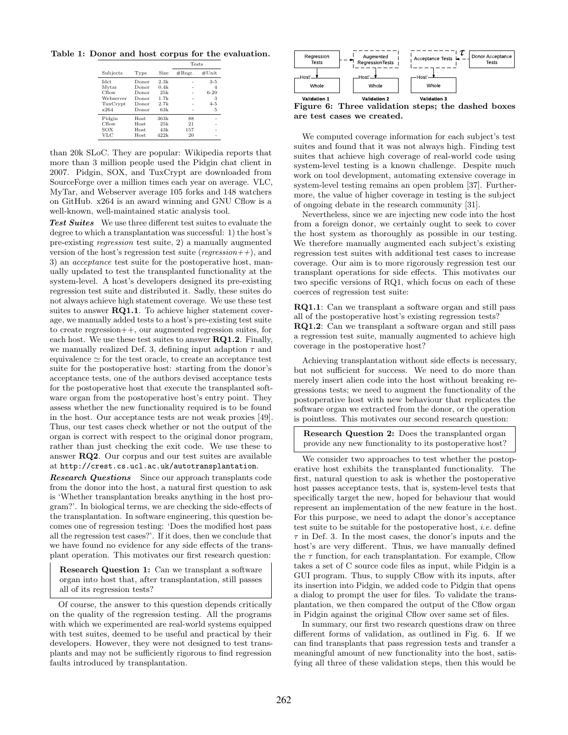**Table 1: Donor and host corpus for the evaluation.**

| Subjects | Type | Size | Tests | |
|---|---|---|---|---|
| | | | #Regr. | #Unit |
| Idct | Donor | 2.3k | - | 3-5 |
| Mytar | Donor | 0.4k | - | 4 |
| Cflow | Donor | 25k | - | 6-20 |
| Webserver | Donor | 1.7k | - | 3 |
| TuxCrypt | Donor | 2.7k | - | 4-5 |
| x264 | Donor | 63k | - | 5 |
| Pidgin | Host | 363k | 88 | - |
| Cflow | Host | 25k | 21 | - |
| SOX | Host | 43k | 157 | - |
| VLC | Host | 422k | 20 | - |

than 20k SLoC. They are popular: Wikipedia reports that more than 3 million people used the Pidgin chat client in 2007. Pidgin, SOX, and TuxCrypt are downloaded from SourceForge over a million times each year on average. VLC, MyTar, and Webserver average 105 forks and 148 watchers on GitHub. x264 is an award winning and GNU Cflow is a well-known, well-maintained static analysis tool.

***Test Suites*** We use three different test suites to evaluate the degree to which a transplantation was successful: 1) the host's pre-existing *regression* test suite, 2) a manually augmented version of the host's regression test suite (*regression++*), and 3) an *acceptance* test suite for the postoperative host, manually updated to test the transplanted functionality at the system-level. A host's developers designed its pre-existing regression test suite and distributed it. Sadly, these suites do not always achieve high statement coverage. We use these test suites to answer **RQ1.1**. To achieve higher statement coverage, we manually added tests to a host's pre-existing test suite to create regression++, our augmented regression suites, for each host. We use these test suites to answer **RQ1.2**. Finally, we manually realized Def. 3, defining input adaption $\tau$ and equivalence $\simeq$ for the test oracle, to create an acceptance test suite for the postoperative host: starting from the donor's acceptance tests, one of the authors devised acceptance tests for the postoperative host that execute the transplanted software organ from the postoperative host's entry point. They assess whether the new functionality required is to be found in the host. Our acceptance tests are not weak proxies [49]. Thus, our test cases check whether or not the output of the organ is correct with respect to the original donor program, rather than just checking the exit code. We use these to answer **RQ2**. Our corpus and our test suites are available at `http://crest.cs.ucl.ac.uk/autotransplantation`.

***Research Questions*** Since our approach transplants code from the donor into the host, a natural first question to ask is 'Whether transplantation breaks anything in the host program?'. In biological terms, we are checking the side-effects of the transplantation. In software engineering, this question becomes one of regression testing: 'Does the modified host pass all the regression test cases?'. If it does, then we conclude that we have found no evidence for any side effects of the transplant operation. This motivates our first research question:

> **Research Question 1:** Can we transplant a software organ into host that, after transplantation, still passes all of its regression tests?

Of course, the answer to this question depends critically on the quality of the regression testing. All the programs with which we experimented are real-world systems equipped with test suites, deemed to be useful and practical by their developers. However, they were not designed to test transplants and may not be sufficiently rigorous to find regression faults introduced by transplantation.

**Figure 6: Three validation steps; the dashed boxes are test cases we created.**

We computed coverage information for each subject's test suites and found that it was not always high. Finding test suites that achieve high coverage of real-world code using system-level testing is a known challenge. Despite much work on tool development, automating extensive coverage in system-level testing remains an open problem [37]. Furthermore, the value of higher coverage in testing is the subject of ongoing debate in the research community [31].

Nevertheless, since we are injecting new code into the host from a foreign donor, we certainly ought to seek to cover the host system as thoroughly as possible in our testing. We therefore manually augmented each subject's existing regression test suites with additional test cases to increase coverage. Our aim is to more rigorously regression test our transplant operations for side effects. This motivates our two specific versions of RQ1, which focus on each of these coerces of regression test suite:

**RQ1.1**: Can we transplant a software organ and still pass all of the postoperative host's existing regression tests?

**RQ1.2**: Can we transplant a software organ and still pass a regression test suite, manually augmented to achieve high coverage in the postoperative host?

Achieving transplantation without side effects is necessary, but not sufficient for success. We need to do more than merely insert alien code into the host without breaking regressions tests; we need to augment the functionality of the postoperative host with new behaviour that replicates the software organ we extracted from the donor, or the operation is pointless. This motivates our second research question:

> **Research Question 2:** Does the transplanted organ provide any new functionality to its postoperative host?

We consider two approaches to test whether the postoperative host exhibits the transplanted functionality. The first, natural question to ask is whether the postoperative host passes acceptance tests, that is, system-level tests that specifically target the new, hoped for behaviour that would represent an implementation of the new feature in the host. For this purpose, we need to adapt the donor's acceptance test suite to be suitable for the postoperative host, *i.e.* define $\tau$ in Def. 3. In the most cases, the donor's inputs and the host's are very different. Thus, we have manually defined the $\tau$ function, for each transplantation. For example, Cflow takes a set of C source code files as input, while Pidgin is a GUI program. Thus, to supply Cflow with its inputs, after its insertion into Pidgin, we added code to Pidgin that opens a dialog to prompt the user for files. To validate the transplantation, we then compared the output of the Cflow organ in Pidgin against the original Cflow over same set of files.

In summary, our first two research questions draw on three different forms of validation, as outlined in Fig. 6. If we can find transplants that pass regression tests and transfer a meaningful amount of new functionality into the host, satisfying all three of these validation steps, then this would be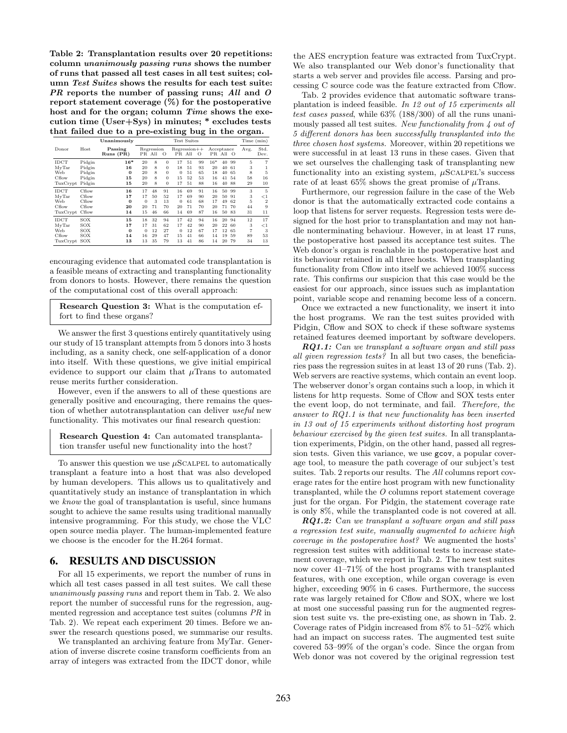**Table 2: Transplantation results over 20 repetitions: column *unanimously passing runs* shows the number of runs that passed all test cases in all test suites; column *Test Suites* shows the results for each test suite: *PR* reports the number of passing runs; *All* and *O* report statement coverage (%) for the postoperative host and for the organ; column *Time* shows the execution time (User+Sys) in minutes; \* excludes tests that failed due to a pre-existing bug in the organ.**

| Donor | Host | Unanimously Passing Runs (PR) | Regression | | | Regression++ | | | Acceptance | | | Time (min) | |
|---|---|---|---|---|---|---|---|---|---|---|---|---|---|
| | | | PR | All | O | PR | All | O | PR | All | O | Avg. | Std. Dev. |
| IDCT | Pidgin | **16\*** | 20 | 8 | 0 | 17 | 51 | 99 | 16\* | 40 | 99 | 5 | 7 |
| MyTar | Pidgin | **16** | 20 | 8 | 0 | 18 | 51 | 93 | 20 | 40 | 61 | 3 | 1 |
| Web | Pidgin | **0** | 20 | 8 | 0 | 0 | 51 | 65 | 18 | 40 | 65 | 8 | 5 |
| Cflow | Pidgin | **15** | 20 | 8 | 0 | 15 | 52 | 53 | 16 | 41 | 54 | 58 | 16 |
| TuxCrypt | Pidgin | **15** | 20 | 8 | 0 | 17 | 51 | 88 | 16 | 40 | 88 | 29 | 10 |
| IDCT | Cflow | **16** | 17 | 48 | 91 | 16 | 69 | 91 | 16 | 50 | 99 | 3 | 5 |
| MyTar | Cflow | **17** | 17 | 50 | 52 | 17 | 69 | 90 | 20 | 50 | 91 | 3 | <1 |
| Web | Cflow | **0** | 0 | 3 | 13 | 0 | 61 | 68 | 17 | 49 | 62 | 5 | 2 |
| Cflow | Cflow | **20** | 20 | 71 | 70 | 20 | 71 | 70 | 20 | 71 | 70 | 44 | 9 |
| TuxCrypt | Cflow | **14** | 15 | 46 | 66 | 14 | 69 | 87 | 16 | 50 | 83 | 31 | 11 |
| IDCT | SOX | **15** | 18 | 32 | 94 | 17 | 42 | 94 | 16 | 20 | 94 | 12 | 17 |
| MyTar | SOX | **17** | 17 | 31 | 62 | 17 | 42 | 90 | 20 | 22 | 60 | 3 | <1 |
| Web | SOX | **0** | 0 | 12 | 27 | 0 | 12 | 67 | 17 | 12 | 65 | 7 | 3 |
| Cflow | SOX | **14** | 16 | 29 | 47 | 15 | 41 | 66 | 14 | 19 | 59 | 89 | 53 |
| TuxCrypt | SOX | **13** | 13 | 35 | 79 | 13 | 41 | 86 | 14 | 20 | 79 | 34 | 13 |

encouraging evidence that automated code transplantation is a feasible means of extracting and transplanting functionality from donors to hosts. However, there remains the question of the computational cost of this overall approach:

> **Research Question 3:** What is the computation effort to find these organs?

We answer the first 3 questions entirely quantitatively using our study of 15 transplant attempts from 5 donors into 3 hosts including, as a sanity check, one self-application of a donor into itself. With these questions, we give initial empirical evidence to support our claim that $\mu$Trans to automated reuse merits further consideration.

However, even if the answers to all of these questions are generally positive and encouraging, there remains the question of whether autotransplantation can deliver *useful* new functionality. This motivates our final research question:

> **Research Question 4:** Can automated transplantation transfer useful new functionality into the host?

To answer this question we use $\mu$SCALPEL to automatically transplant a feature into a host that was also developed by human developers. This allows us to qualitatively and quantitatively study an instance of transplantation in which we *know* the goal of transplantation is useful, since humans sought to achieve the same results using traditional manually intensive programming. For this study, we chose the VLC open source media player. The human-implemented feature we choose is the encoder for the H.264 format.

## 6. RESULTS AND DISCUSSION

For all 15 experiments, we report the number of runs in which all test cases passed in all test suites. We call these *unanimously passing runs* and report them in Tab. 2. We also report the number of successful runs for the regression, augmented regression and acceptance test suites (columns *PR* in Tab. 2). We repeat each experiment 20 times. Before we answer the research questions posed, we summarise our results.

We transplanted an archiving feature from MyTar. Generation of inverse discrete cosine transform coefficients from an array of integers was extracted from the IDCT donor, while the AES encryption feature was extracted from TuxCrypt. We also transplanted our Web donor's functionality that starts a web server and provides file access. Parsing and processing C source code was the feature extracted from Cflow.

Tab. 2 provides evidence that automatic software transplantation is indeed feasible. *In 12 out of 15 experiments all test cases passed*, while 63% (188/300) of all the runs unanimously passed all test suites. *New functionality from 4 out of 5 different donors has been successfully transplanted into the three chosen host systems.* Moreover, within 20 repetitions we were successful in at least 13 runs in these cases. Given that we set ourselves the challenging task of transplanting new functionality into an existing system, $\mu$SCALPEL's success rate of at least 65% shows the great promise of $\mu$Trans.

Furthermore, our regression failure in the case of the Web donor is that the automatically extracted code contains a loop that listens for server requests. Regression tests were designed for the host prior to transplantation and may not handle nonterminating behaviour. However, in at least 17 runs, the postoperative host passed its acceptance test suites. The Web donor's organ is reachable in the postoperative host and its behaviour retained in all three hosts. When transplanting functionality from Cflow into itself we achieved 100% success rate. This confirms our suspicion that this case would be the easiest for our approach, since issues such as implantation point, variable scope and renaming become less of a concern.

Once we extracted a new functionality, we insert it into the host programs. We ran the test suites provided with Pidgin, Cflow and SOX to check if these software systems retained features deemed important by software developers.

***RQ1.1:*** *Can we transplant a software organ and still pass all given regression tests?* In all but two cases, the beneficiaries pass the regression suites in at least 13 of 20 runs (Tab. 2). Web servers are reactive systems, which contain an event loop. The webserver donor's organ contains such a loop, in which it listens for http requests. Some of Cflow and SOX tests enter the event loop, do not terminate, and fail. *Therefore, the answer to RQ1.1 is that new functionality has been inserted in 13 out of 15 experiments without distorting host program behaviour exercised by the given test suites.* In all transplantation experiments, Pidgin, on the other hand, passed all regression tests. Given this variance, we use `gcov`, a popular coverage tool, to measure the path coverage of our subject's test suites. Tab. 2 reports our results. The *All* columns report coverage rates for the entire host program with new functionality transplanted, while the *O* columns report statement coverage just for the organ. For Pidgin, the statement coverage rate is only 8%, while the transplanted code is not covered at all.

***RQ1.2:*** *Can we transplant a software organ and still pass a regression test suite, manually augmented to achieve high coverage in the postoperative host?* We augmented the hosts' regression test suites with additional tests to increase statement coverage, which we report in Tab. 2. The new test suites now cover 41–71% of the host programs with transplanted features, with one exception, while organ coverage is even higher, exceeding 90% in 6 cases. Furthermore, the success rate was largely retained for Cflow and SOX, where we lost at most one successful passing run for the augmented regression test suite vs. the pre-existing one, as shown in Tab. 2. Coverage rates of Pidgin increased from 8% to 51–52% which had an impact on success rates. The augmented test suite covered 53–99% of the organ's code. Since the organ from Web donor was not covered by the original regression test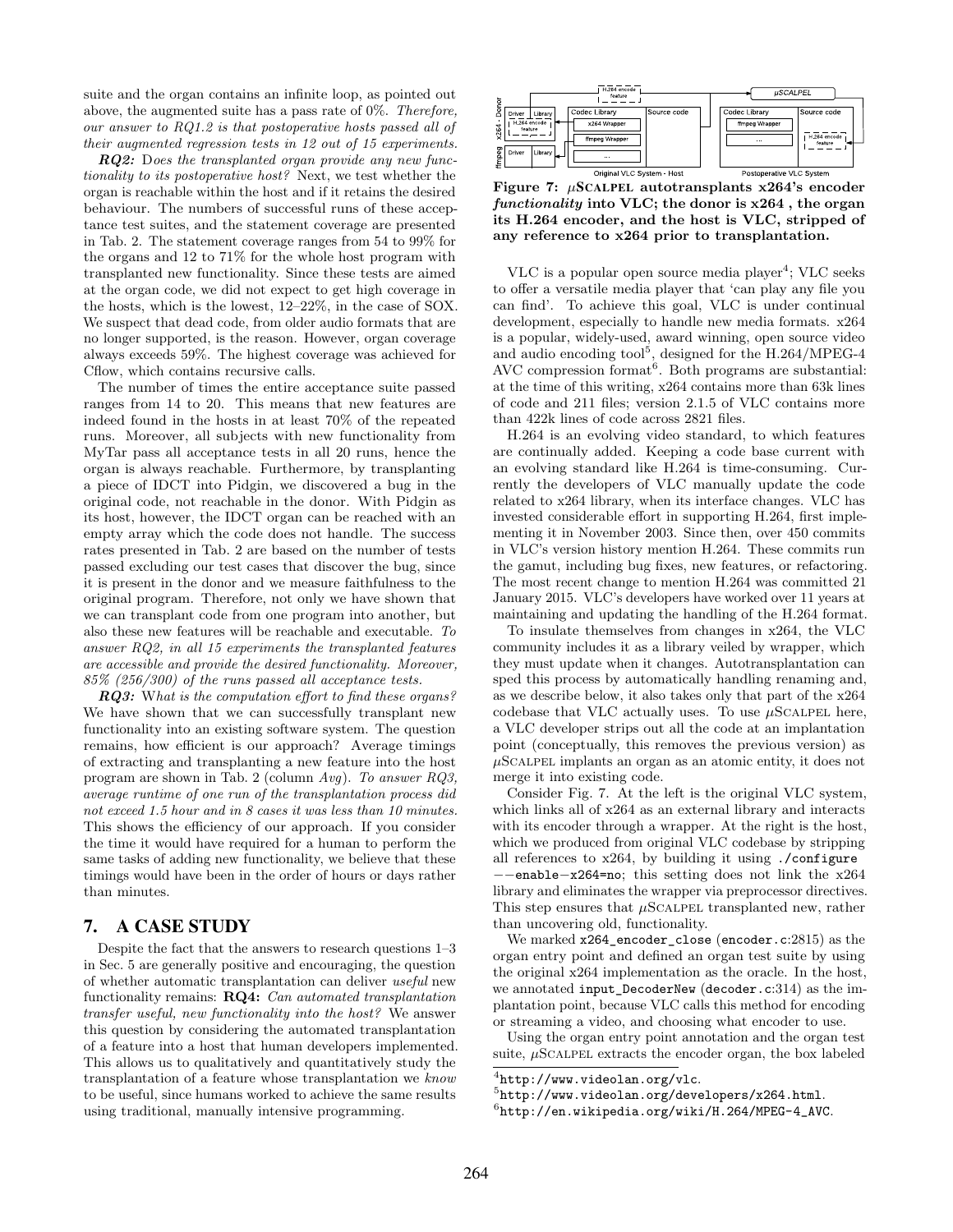suite and the organ contains an infinite loop, as pointed out above, the augmented suite has a pass rate of 0%. *Therefore, our answer to RQ1.2 is that postoperative hosts passed all of their augmented regression tests in 12 out of 15 experiments.*

***RQ2:*** D*oes the transplanted organ provide any new functionality to its postoperative host?* Next, we test whether the organ is reachable within the host and if it retains the desired behaviour. The numbers of successful runs of these acceptance test suites, and the statement coverage are presented in Tab. 2. The statement coverage ranges from 54 to 99% for the organs and 12 to 71% for the whole host program with transplanted new functionality. Since these tests are aimed at the organ code, we did not expect to get high coverage in the hosts, which is the lowest, 12–22%, in the case of SOX. We suspect that dead code, from older audio formats that are no longer supported, is the reason. However, organ coverage always exceeds 59%. The highest coverage was achieved for Cflow, which contains recursive calls.

The number of times the entire acceptance suite passed ranges from 14 to 20. This means that new features are indeed found in the hosts in at least 70% of the repeated runs. Moreover, all subjects with new functionality from MyTar pass all acceptance tests in all 20 runs, hence the organ is always reachable. Furthermore, by transplanting a piece of IDCT into Pidgin, we discovered a bug in the original code, not reachable in the donor. With Pidgin as its host, however, the IDCT organ can be reached with an empty array which the code does not handle. The success rates presented in Tab. 2 are based on the number of tests passed excluding our test cases that discover the bug, since it is present in the donor and we measure faithfulness to the original program. Therefore, not only we have shown that we can transplant code from one program into another, but also these new features will be reachable and executable. *To answer RQ2, in all 15 experiments the transplanted features are accessible and provide the desired functionality. Moreover, 85% (256/300) of the runs passed all acceptance tests.*

***RQ3:*** W*hat is the computation effort to find these organs?* We have shown that we can successfully transplant new functionality into an existing software system. The question remains, how efficient is our approach? Average timings of extracting and transplanting a new feature into the host program are shown in Tab. 2 (column *Avg*). *To answer RQ3, average runtime of one run of the transplantation process did not exceed 1.5 hour and in 8 cases it was less than 10 minutes.* This shows the efficiency of our approach. If you consider the time it would have required for a human to perform the same tasks of adding new functionality, we believe that these timings would have been in the order of hours or days rather than minutes.

# 7. A CASE STUDY

Despite the fact that the answers to research questions 1–3 in Sec. 5 are generally positive and encouraging, the question of whether automatic transplantation can deliver *useful* new functionality remains: **RQ4:** *Can automated transplantation transfer useful, new functionality into the host?* We answer this question by considering the automated transplantation of a feature into a host that human developers implemented. This allows us to qualitatively and quantitatively study the transplantation of a feature whose transplantation we *know* to be useful, since humans worked to achieve the same results using traditional, manually intensive programming.

**Figure 7: μScalpel autotransplants x264's encoder *functionality* into VLC; the donor is x264 , the organ its H.264 encoder, and the host is VLC, stripped of any reference to x264 prior to transplantation.**

VLC is a popular open source media player[4]; VLC seeks to offer a versatile media player that 'can play any file you can find'. To achieve this goal, VLC is under continual development, especially to handle new media formats. x264 is a popular, widely-used, award winning, open source video and audio encoding tool[5], designed for the H.264/MPEG-4 AVC compression format[6]. Both programs are substantial: at the time of this writing, x264 contains more than 63k lines of code and 211 files; version 2.1.5 of VLC contains more than 422k lines of code across 2821 files.

H.264 is an evolving video standard, to which features are continually added. Keeping a code base current with an evolving standard like H.264 is time-consuming. Currently the developers of VLC manually update the code related to x264 library, when its interface changes. VLC has invested considerable effort in supporting H.264, first implementing it in November 2003. Since then, over 450 commits in VLC's version history mention H.264. These commits run the gamut, including bug fixes, new features, or refactoring. The most recent change to mention H.264 was committed 21 January 2015. VLC's developers have worked over 11 years at maintaining and updating the handling of the H.264 format.

To insulate themselves from changes in x264, the VLC community includes it as a library veiled by wrapper, which they must update when it changes. Autotransplantation can sped this process by automatically handling renaming and, as we describe below, it also takes only that part of the x264 codebase that VLC actually uses. To use μScalpel here, a VLC developer strips out all the code at an implantation point (conceptually, this removes the previous version) as μScalpel implants an organ as an atomic entity, it does not merge it into existing code.

Consider Fig. 7. At the left is the original VLC system, which links all of x264 as an external library and interacts with its encoder through a wrapper. At the right is the host, which we produced from original VLC codebase by stripping all references to x264, by building it using `./configure --enable-x264=no`; this setting does not link the x264 library and eliminates the wrapper via preprocessor directives. This step ensures that μScalpel transplanted new, rather than uncovering old, functionality.

We marked `x264_encoder_close` (`encoder.c`:2815) as the organ entry point and defined an organ test suite by using the original x264 implementation as the oracle. In the host, we annotated `input_DecoderNew` (`decoder.c`:314) as the implantation point, because VLC calls this method for encoding or streaming a video, and choosing what encoder to use.

Using the organ entry point annotation and the organ test suite, μScalpel extracts the encoder organ, the box labeled

[4] http://www.videolan.org/vlc.

[5] http://www.videolan.org/developers/x264.html.

[6] http://en.wikipedia.org/wiki/H.264/MPEG-4_AVC.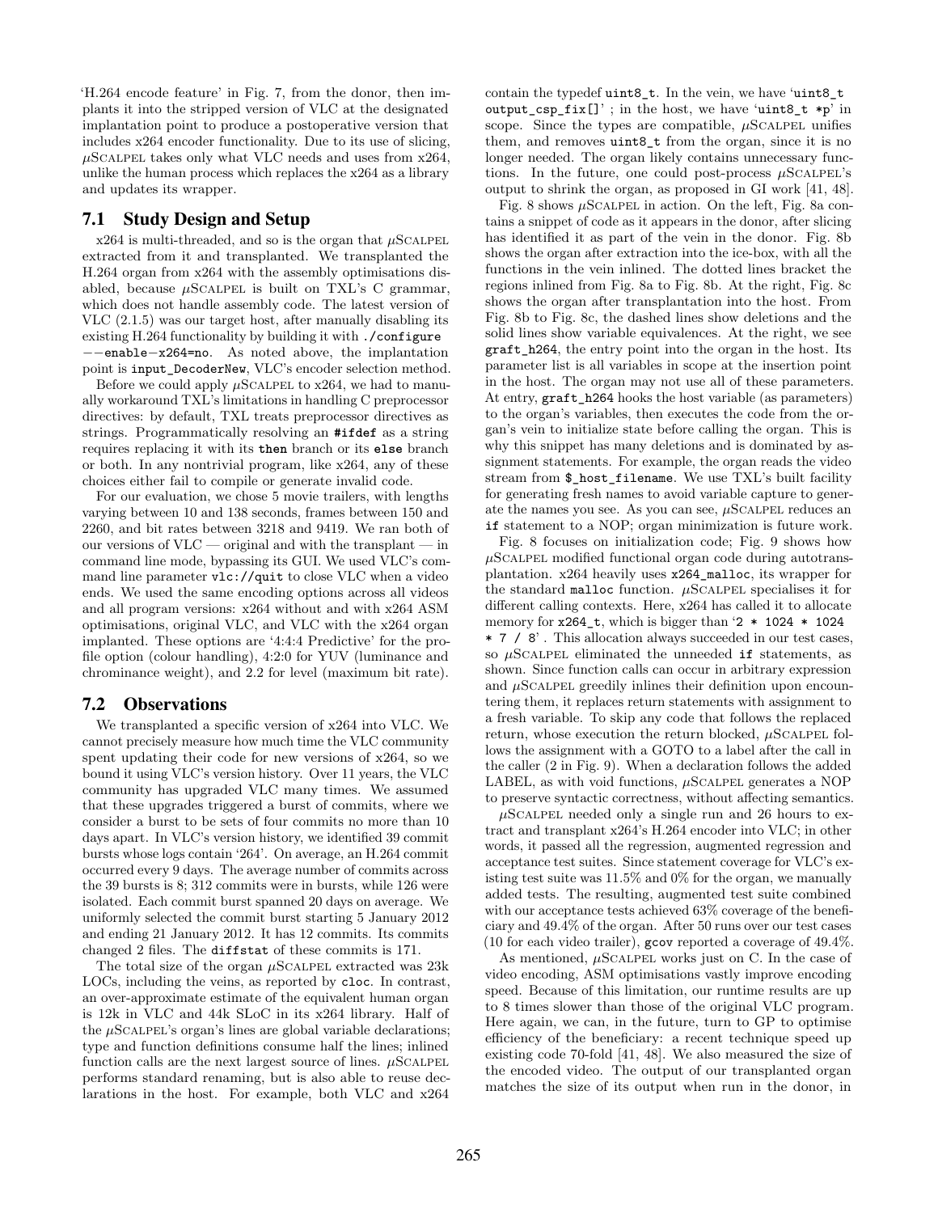'H.264 encode feature' in Fig. 7, from the donor, then implants it into the stripped version of VLC at the designated implantation point to produce a postoperative version that includes x264 encoder functionality. Due to its use of slicing, μSCALPEL takes only what VLC needs and uses from x264, unlike the human process which replaces the x264 as a library and updates its wrapper.

## 7.1 Study Design and Setup

x264 is multi-threaded, and so is the organ that μSCALPEL extracted from it and transplanted. We transplanted the H.264 organ from x264 with the assembly optimisations disabled, because μSCALPEL is built on TXL's C grammar, which does not handle assembly code. The latest version of VLC (2.1.5) was our target host, after manually disabling its existing H.264 functionality by building it with `./configure −−enable−x264=no`. As noted above, the implantation point is `input_DecoderNew`, VLC's encoder selection method.

Before we could apply μSCALPEL to x264, we had to manually workaround TXL's limitations in handling C preprocessor directives: by default, TXL treats preprocessor directives as strings. Programmatically resolving an **#ifdef** as a string requires replacing it with its **then** branch or its **else** branch or both. In any nontrivial program, like x264, any of these choices either fail to compile or generate invalid code.

For our evaluation, we chose 5 movie trailers, with lengths varying between 10 and 138 seconds, frames between 150 and 2260, and bit rates between 3218 and 9419. We ran both of our versions of VLC — original and with the transplant — in command line mode, bypassing its GUI. We used VLC's command line parameter `vlc://quit` to close VLC when a video ends. We used the same encoding options across all videos and all program versions: x264 without and with x264 ASM optimisations, original VLC, and VLC with the x264 organ implanted. These options are '4:4:4 Predictive' for the profile option (colour handling), 4:2:0 for YUV (luminance and chrominance weight), and 2.2 for level (maximum bit rate).

## 7.2 Observations

We transplanted a specific version of x264 into VLC. We cannot precisely measure how much time the VLC community spent updating their code for new versions of x264, so we bound it using VLC's version history. Over 11 years, the VLC community has upgraded VLC many times. We assumed that these upgrades triggered a burst of commits, where we consider a burst to be sets of four commits no more than 10 days apart. In VLC's version history, we identified 39 commit bursts whose logs contain '264'. On average, an H.264 commit occurred every 9 days. The average number of commits across the 39 bursts is 8; 312 commits were in bursts, while 126 were isolated. Each commit burst spanned 20 days on average. We uniformly selected the commit burst starting 5 January 2012 and ending 21 January 2012. It has 12 commits. Its commits changed 2 files. The `diffstat` of these commits is 171.

The total size of the organ μSCALPEL extracted was 23k LOCs, including the veins, as reported by `cloc`. In contrast, an over-approximate estimate of the equivalent human organ is 12k in VLC and 44k SLoC in its x264 library. Half of the μSCALPEL's organ's lines are global variable declarations; type and function definitions consume half the lines; inlined function calls are the next largest source of lines. μSCALPEL performs standard renaming, but is also able to reuse declarations in the host. For example, both VLC and x264 contain the typedef `uint8_t`. In the vein, we have '`uint8_t output_csp_fix[]`' ; in the host, we have '`uint8_t *p`' in scope. Since the types are compatible, μSCALPEL unifies them, and removes `uint8_t` from the organ, since it is no longer needed. The organ likely contains unnecessary functions. In the future, one could post-process μSCALPEL's output to shrink the organ, as proposed in GI work [41, 48].

Fig. 8 shows μSCALPEL in action. On the left, Fig. 8a contains a snippet of code as it appears in the donor, after slicing has identified it as part of the vein in the donor. Fig. 8b shows the organ after extraction into the ice-box, with all the functions in the vein inlined. The dotted lines bracket the regions inlined from Fig. 8a to Fig. 8b. At the right, Fig. 8c shows the organ after transplantation into the host. From Fig. 8b to Fig. 8c, the dashed lines show deletions and the solid lines show variable equivalences. At the right, we see `graft_h264`, the entry point into the organ in the host. Its parameter list is all variables in scope at the insertion point in the host. The organ may not use all of these parameters. At entry, `graft_h264` hooks the host variable (as parameters) to the organ's variables, then executes the code from the organ's vein to initialize state before calling the organ. This is why this snippet has many deletions and is dominated by assignment statements. For example, the organ reads the video stream from `$_host_filename`. We use TXL's built facility for generating fresh names to avoid variable capture to generate the names you see. As you can see, μSCALPEL reduces an **if** statement to a NOP; organ minimization is future work.

Fig. 8 focuses on initialization code; Fig. 9 shows how μSCALPEL modified functional organ code during autotransplantation. x264 heavily uses `x264_malloc`, its wrapper for the standard `malloc` function. μSCALPEL specialises it for different calling contexts. Here, x264 has called it to allocate memory for `x264_t`, which is bigger than '`2 * 1024 * 1024 * 7 / 8`' . This allocation always succeeded in our test cases, so μSCALPEL eliminated the unneeded **if** statements, as shown. Since function calls can occur in arbitrary expression and μSCALPEL greedily inlines their definition upon encountering them, it replaces return statements with assignment to a fresh variable. To skip any code that follows the replaced return, whose execution the return blocked, μSCALPEL follows the assignment with a GOTO to a label after the call in the caller (2 in Fig. 9). When a declaration follows the added LABEL, as with void functions, μSCALPEL generates a NOP to preserve syntactic correctness, without affecting semantics.

μSCALPEL needed only a single run and 26 hours to extract and transplant x264's H.264 encoder into VLC; in other words, it passed all the regression, augmented regression and acceptance test suites. Since statement coverage for VLC's existing test suite was 11.5% and 0% for the organ, we manually added tests. The resulting, augmented test suite combined with our acceptance tests achieved 63% coverage of the beneficiary and 49.4% of the organ. After 50 runs over our test cases (10 for each video trailer), `gcov` reported a coverage of 49.4%.

As mentioned, μSCALPEL works just on C. In the case of video encoding, ASM optimisations vastly improve encoding speed. Because of this limitation, our runtime results are up to 8 times slower than those of the original VLC program. Here again, we can, in the future, turn to GP to optimise efficiency of the beneficiary: a recent technique speed up existing code 70-fold [41, 48]. We also measured the size of the encoded video. The output of our transplanted organ matches the size of its output when run in the donor, in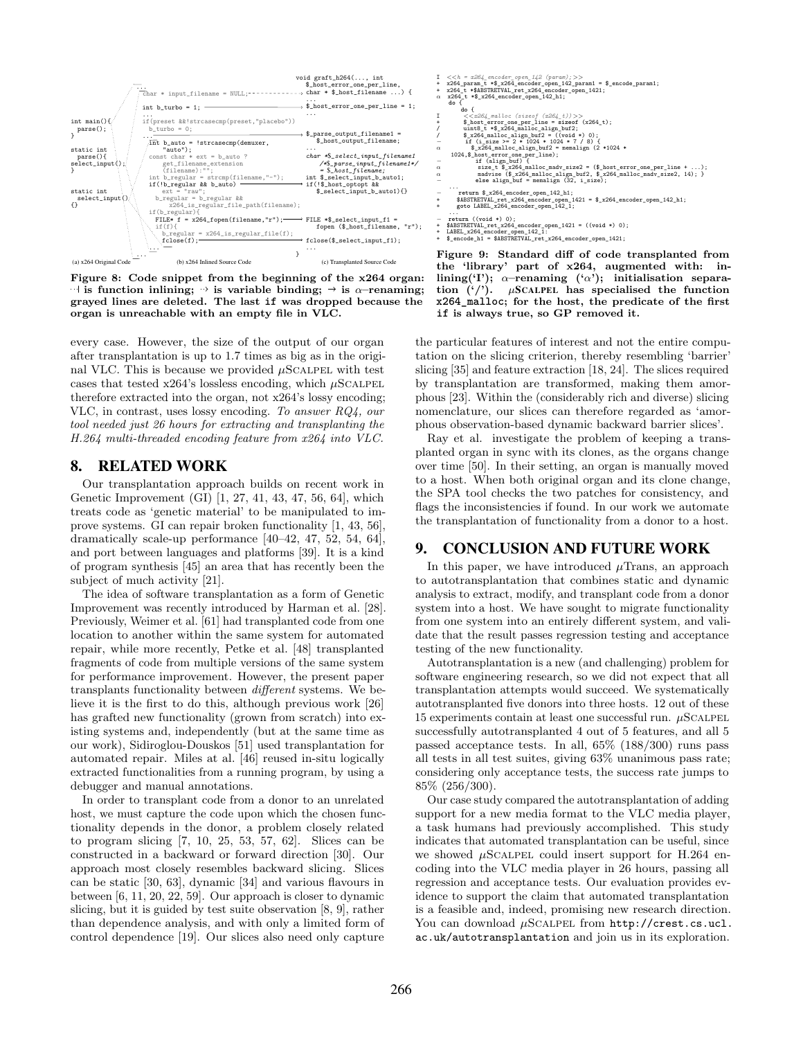```
int main(){
  parse();
}

static int
  parse(){
select_input();
}

static int
  select_input()
{}
```

```
...
char * input_filename = NULL;
...
int b_turbo = 1;
...
if(preset &&!strcasecmp(preset,"placebo"))
  b_turbo = 0;
...
int b_auto = !strcasecmp(demuxer,
    "auto");
const char * ext = b_auto ?
    get_filename_extension
    (filename):"";
int b_regular = strcmp(filename,"-");
if(!b_regular && b_auto)
    ext = "raw";
  b_regular = b_regular &&
      x264_is_regular_file_path(filename);
if(b_regular){
  FILE* f = x264_fopen(filename,"r");
  if(f){
    b_regular = x264_is_regular_file(f);
    fclose(f);
...
...
```

```
void graft_h264(..., int
    $_host_error_one_per_line,
    char * $_host_filename ...) {
...
$_host_error_one_per_line = 1;
...

$_parse_output_filename1 =
    $_host_output_filename;
...
char *$_select_input_filename1
    /*$_parse_input_filename1*/
    = $_host_filename;
int $_select_input_b_auto1;
if(!$_host_optopt &&
    $_select_input_b_auto1){}

FILE *$_select_input_f1 =
    fopen ($_host_filename, "r");

fclose($_select_input_f1);
...
}
```

(a) x264 Original Code (b) x264 Inlined Source Code (c) Transplanted Source Code

**Figure 8: Code snippet from the beginning of the x264 organ: ⋯| is function inlining; ⇢ is variable binding; → is α–renaming; grayed lines are deleted. The last if was dropped because the organ is unreachable with an empty file in VLC.**

```
I   <<h = x264_encoder_open_142 (param);>>
+   x264_param_t *$_x264_encoder_open_142_param1 = $_encode_param1;
+   x264_t *$ABSTRETVAL_ret_x264_encoder_open_1421;
α   x264_t *$_x264_encoder_open_142_h1;
    do {
      do {
I       <<x264_malloc (sizeof (x264_t))>>
+       $_host_error_one_per_line = sizeof (x264_t);
/       uint8_t *$_x264_malloc_align_buf2;
/       $_x264_malloc_align_buf2 = ((void *) 0);
-       if (i_size >= 2 * 1024 * 1024 * 7 / 8) {
α         $_x264_malloc_align_buf2 = memalign (2 *1024 *
    1024,$_host_error_one_per_line);
-         if (align_buf) {
α          size_t $_x264_malloc_madv_size2 = ($_host_error_one_per_line + ...);
α          madvise ($_x264_malloc_align_buf2, $_x264_malloc_madv_size2, 14); }
-         else align_buf = memalign (32, i_size);
    ...
-     return $_x264_encoder_open_142_h1;
+     $ABSTRETVAL_ret_x264_encoder_open_1421 = $_x264_encoder_open_142_h1;
+     goto LABEL_x264_encoder_open_142_1;
    ...
-   return ((void *) 0);
+   $ABSTRETVAL_ret_x264_encoder_open_1421 = ((void *) 0);
+   LABEL_x264_encoder_open_142_1:
+   $_encode_h1 = $ABSTRETVAL_ret_x264_encoder_open_1421;
```

**Figure 9: Standard diff of code transplanted from the 'library' part of x264, augmented with: inlining('I'); α–renaming ('α'); initialisation separation ('/'). μSCALPEL has specialised the function x264_malloc; for the host, the predicate of the first if is always true, so GP removed it.**

every case. However, the size of the output of our organ after transplantation is up to 1.7 times as big as in the original VLC. This is because we provided μSCALPEL with test cases that tested x264's lossless encoding, which μSCALPEL therefore extracted into the organ, not x264's lossy encoding; VLC, in contrast, uses lossy encoding. *To answer RQ4, our tool needed just 26 hours for extracting and transplanting the H.264 multi-threaded encoding feature from x264 into VLC.*

## 8. RELATED WORK

Our transplantation approach builds on recent work in Genetic Improvement (GI) [1, 27, 41, 43, 47, 56, 64], which treats code as 'genetic material' to be manipulated to improve systems. GI can repair broken functionality [1, 43, 56], dramatically scale-up performance [40–42, 47, 52, 54, 64], and port between languages and platforms [39]. It is a kind of program synthesis [45] an area that has recently been the subject of much activity [21].

The idea of software transplantation as a form of Genetic Improvement was recently introduced by Harman et al. [28]. Previously, Weimer et al. [61] had transplanted code from one location to another within the same system for automated repair, while more recently, Petke et al. [48] transplanted fragments of code from multiple versions of the same system for performance improvement. However, the present paper transplants functionality between *different* systems. We believe it is the first to do this, although previous work [26] has grafted new functionality (grown from scratch) into existing systems and, independently (but at the same time as our work), Sidiroglou-Douskos [51] used transplantation for automated repair. Miles at al. [46] reused in-situ logically extracted functionalities from a running program, by using a debugger and manual annotations.

In order to transplant code from a donor to an unrelated host, we must capture the code upon which the chosen functionality depends in the donor, a problem closely related to program slicing [7, 10, 25, 53, 57, 62]. Slices can be constructed in a backward or forward direction [30]. Our approach most closely resembles backward slicing. Slices can be static [30, 63], dynamic [34] and various flavours in between [6, 11, 20, 22, 59]. Our approach is closer to dynamic slicing, but it is guided by test suite observation [8, 9], rather than dependence analysis, and with only a limited form of control dependence [19]. Our slices also need only capture the particular features of interest and not the entire computation on the slicing criterion, thereby resembling 'barrier' slicing [35] and feature extraction [18, 24]. The slices required by transplantation are transformed, making them amorphous [23]. Within the (considerably rich and diverse) slicing nomenclature, our slices can therefore regarded as 'amorphous observation-based dynamic backward barrier slices'.

Ray et al. investigate the problem of keeping a transplanted organ in sync with its clones, as the organs change over time [50]. In their setting, an organ is manually moved to a host. When both original organ and its clone change, the SPA tool checks the two patches for consistency, and flags the inconsistencies if found. In our work we automate the transplantation of functionality from a donor to a host.

## 9. CONCLUSION AND FUTURE WORK

In this paper, we have introduced μTrans, an approach to autotransplantation that combines static and dynamic analysis to extract, modify, and transplant code from a donor system into a host. We have sought to migrate functionality from one system into an entirely different system, and validate that the result passes regression testing and acceptance testing of the new functionality.

Autotransplantation is a new (and challenging) problem for software engineering research, so we did not expect that all transplantation attempts would succeed. We systematically autotransplanted five donors into three hosts. 12 out of these 15 experiments contain at least one successful run. μSCALPEL successfully autotransplanted 4 out of 5 features, and all 5 passed acceptance tests. In all, 65% (188/300) runs pass all tests in all test suites, giving 63% unanimous pass rate; considering only acceptance tests, the success rate jumps to 85% (256/300).

Our case study compared the autotransplantation of adding support for a new media format to the VLC media player, a task humans had previously accomplished. This study indicates that automated transplantation can be useful, since we showed μSCALPEL could insert support for H.264 encoding into the VLC media player in 26 hours, passing all regression and acceptance tests. Our evaluation provides evidence to support the claim that automated transplantation is a feasible and, indeed, promising new research direction. You can download μSCALPEL from http://crest.cs.ucl.ac.uk/autotransplantation and join us in its exploration.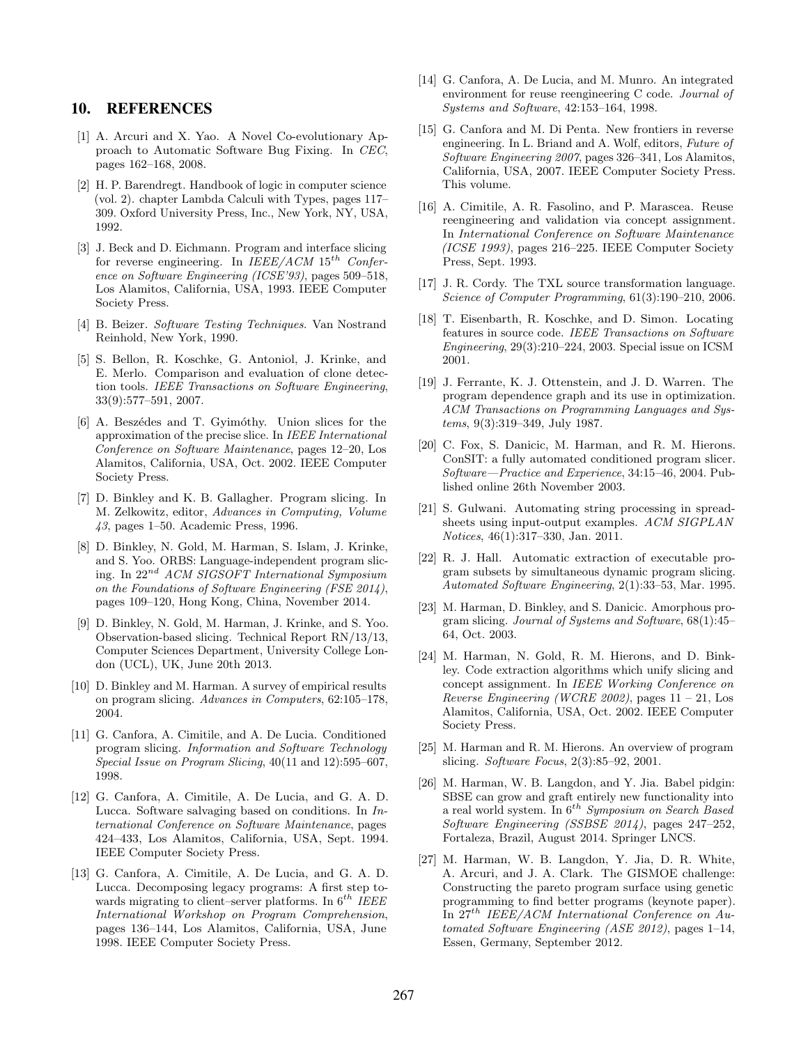## 10. REFERENCES

[1] A. Arcuri and X. Yao. A Novel Co-evolutionary Approach to Automatic Software Bug Fixing. In *CEC*, pages 162–168, 2008.

[2] H. P. Barendregt. Handbook of logic in computer science (vol. 2). chapter Lambda Calculi with Types, pages 117–309. Oxford University Press, Inc., New York, NY, USA, 1992.

[3] J. Beck and D. Eichmann. Program and interface slicing for reverse engineering. In *IEEE/ACM 15$^{th}$ Conference on Software Engineering (ICSE'93)*, pages 509–518, Los Alamitos, California, USA, 1993. IEEE Computer Society Press.

[4] B. Beizer. *Software Testing Techniques*. Van Nostrand Reinhold, New York, 1990.

[5] S. Bellon, R. Koschke, G. Antoniol, J. Krinke, and E. Merlo. Comparison and evaluation of clone detection tools. *IEEE Transactions on Software Engineering*, 33(9):577–591, 2007.

[6] A. Beszédes and T. Gyimóthy. Union slices for the approximation of the precise slice. In *IEEE International Conference on Software Maintenance*, pages 12–20, Los Alamitos, California, USA, Oct. 2002. IEEE Computer Society Press.

[7] D. Binkley and K. B. Gallagher. Program slicing. In M. Zelkowitz, editor, *Advances in Computing, Volume 43*, pages 1–50. Academic Press, 1996.

[8] D. Binkley, N. Gold, M. Harman, S. Islam, J. Krinke, and S. Yoo. ORBS: Language-independent program slicing. In *22$^{nd}$ ACM SIGSOFT International Symposium on the Foundations of Software Engineering (FSE 2014)*, pages 109–120, Hong Kong, China, November 2014.

[9] D. Binkley, N. Gold, M. Harman, J. Krinke, and S. Yoo. Observation-based slicing. Technical Report RN/13/13, Computer Sciences Department, University College London (UCL), UK, June 20th 2013.

[10] D. Binkley and M. Harman. A survey of empirical results on program slicing. *Advances in Computers*, 62:105–178, 2004.

[11] G. Canfora, A. Cimitile, and A. De Lucia. Conditioned program slicing. *Information and Software Technology Special Issue on Program Slicing*, 40(11 and 12):595–607, 1998.

[12] G. Canfora, A. Cimitile, A. De Lucia, and G. A. D. Lucca. Software salvaging based on conditions. In *International Conference on Software Maintenance*, pages 424–433, Los Alamitos, California, USA, Sept. 1994. IEEE Computer Society Press.

[13] G. Canfora, A. Cimitile, A. De Lucia, and G. A. D. Lucca. Decomposing legacy programs: A first step towards migrating to client–server platforms. In *6$^{th}$ IEEE International Workshop on Program Comprehension*, pages 136–144, Los Alamitos, California, USA, June 1998. IEEE Computer Society Press.

[14] G. Canfora, A. De Lucia, and M. Munro. An integrated environment for reuse reengineering C code. *Journal of Systems and Software*, 42:153–164, 1998.

[15] G. Canfora and M. Di Penta. New frontiers in reverse engineering. In L. Briand and A. Wolf, editors, *Future of Software Engineering 2007*, pages 326–341, Los Alamitos, California, USA, 2007. IEEE Computer Society Press. This volume.

[16] A. Cimitile, A. R. Fasolino, and P. Marascea. Reuse reengineering and validation via concept assignment. In *International Conference on Software Maintenance (ICSE 1993)*, pages 216–225. IEEE Computer Society Press, Sept. 1993.

[17] J. R. Cordy. The TXL source transformation language. *Science of Computer Programming*, 61(3):190–210, 2006.

[18] T. Eisenbarth, R. Koschke, and D. Simon. Locating features in source code. *IEEE Transactions on Software Engineering*, 29(3):210–224, 2003. Special issue on ICSM 2001.

[19] J. Ferrante, K. J. Ottenstein, and J. D. Warren. The program dependence graph and its use in optimization. *ACM Transactions on Programming Languages and Systems*, 9(3):319–349, July 1987.

[20] C. Fox, S. Danicic, M. Harman, and R. M. Hierons. ConSIT: a fully automated conditioned program slicer. *Software—Practice and Experience*, 34:15–46, 2004. Published online 26th November 2003.

[21] S. Gulwani. Automating string processing in spreadsheets using input-output examples. *ACM SIGPLAN Notices*, 46(1):317–330, Jan. 2011.

[22] R. J. Hall. Automatic extraction of executable program subsets by simultaneous dynamic program slicing. *Automated Software Engineering*, 2(1):33–53, Mar. 1995.

[23] M. Harman, D. Binkley, and S. Danicic. Amorphous program slicing. *Journal of Systems and Software*, 68(1):45–64, Oct. 2003.

[24] M. Harman, N. Gold, R. M. Hierons, and D. Binkley. Code extraction algorithms which unify slicing and concept assignment. In *IEEE Working Conference on Reverse Engineering (WCRE 2002)*, pages 11 – 21, Los Alamitos, California, USA, Oct. 2002. IEEE Computer Society Press.

[25] M. Harman and R. M. Hierons. An overview of program slicing. *Software Focus*, 2(3):85–92, 2001.

[26] M. Harman, W. B. Langdon, and Y. Jia. Babel pidgin: SBSE can grow and graft entirely new functionality into a real world system. In *6$^{th}$ Symposium on Search Based Software Engineering (SSBSE 2014)*, pages 247–252, Fortaleza, Brazil, August 2014. Springer LNCS.

[27] M. Harman, W. B. Langdon, Y. Jia, D. R. White, A. Arcuri, and J. A. Clark. The GISMOE challenge: Constructing the pareto program surface using genetic programming to find better programs (keynote paper). In *27$^{th}$ IEEE/ACM International Conference on Automated Software Engineering (ASE 2012)*, pages 1–14, Essen, Germany, September 2012.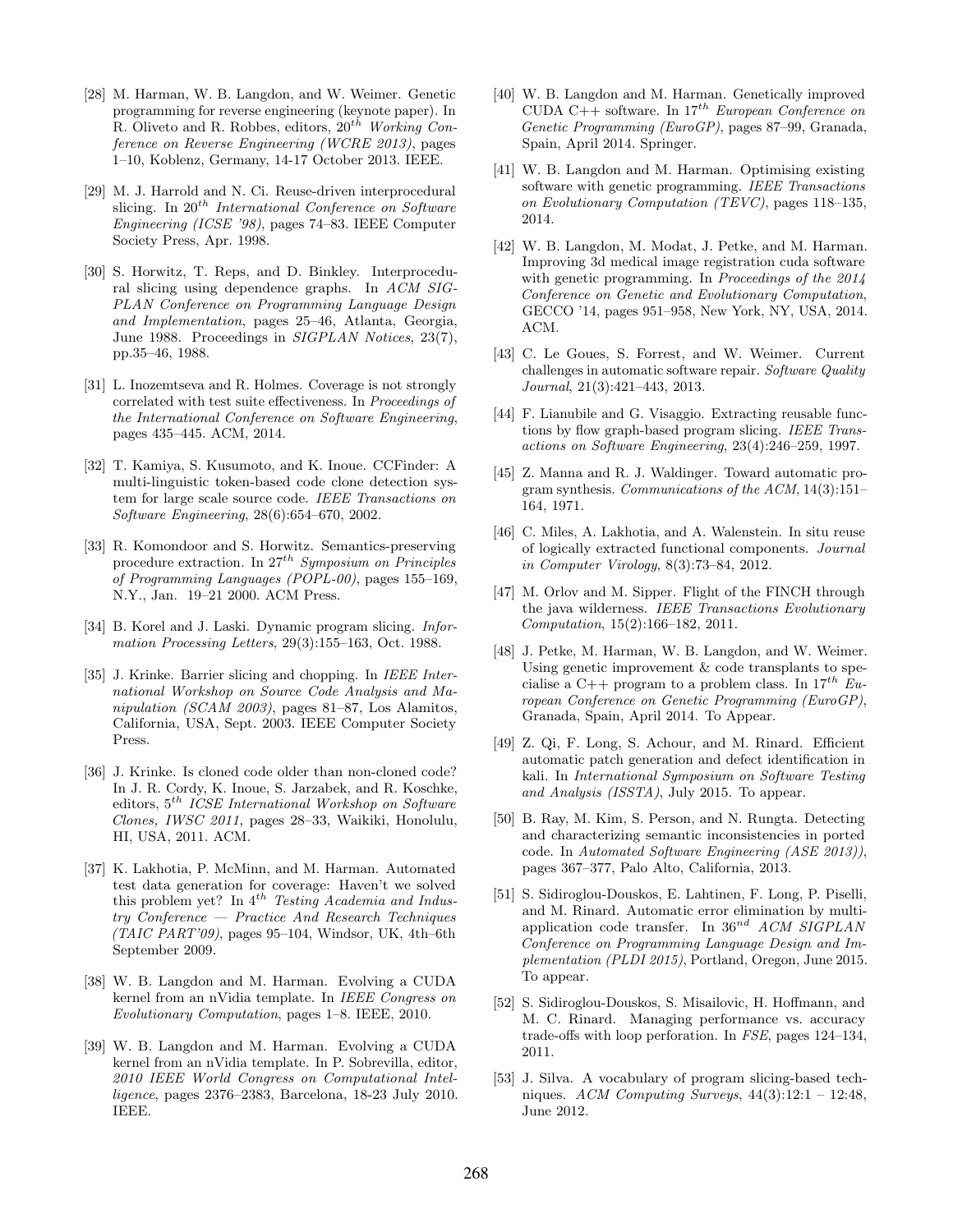[28] M. Harman, W. B. Langdon, and W. Weimer. Genetic programming for reverse engineering (keynote paper). In R. Oliveto and R. Robbes, editors, $20^{th}$ *Working Conference on Reverse Engineering (WCRE 2013)*, pages 1–10, Koblenz, Germany, 14-17 October 2013. IEEE.

[29] M. J. Harrold and N. Ci. Reuse-driven interprocedural slicing. In $20^{th}$ *International Conference on Software Engineering (ICSE '98)*, pages 74–83. IEEE Computer Society Press, Apr. 1998.

[30] S. Horwitz, T. Reps, and D. Binkley. Interprocedural slicing using dependence graphs. In *ACM SIGPLAN Conference on Programming Language Design and Implementation*, pages 25–46, Atlanta, Georgia, June 1988. Proceedings in *SIGPLAN Notices*, 23(7), pp.35–46, 1988.

[31] L. Inozemtseva and R. Holmes. Coverage is not strongly correlated with test suite effectiveness. In *Proceedings of the International Conference on Software Engineering*, pages 435–445. ACM, 2014.

[32] T. Kamiya, S. Kusumoto, and K. Inoue. CCFinder: A multi-linguistic token-based code clone detection system for large scale source code. *IEEE Transactions on Software Engineering*, 28(6):654–670, 2002.

[33] R. Komondoor and S. Horwitz. Semantics-preserving procedure extraction. In $27^{th}$ *Symposium on Principles of Programming Languages (POPL-00)*, pages 155–169, N.Y., Jan. 19–21 2000. ACM Press.

[34] B. Korel and J. Laski. Dynamic program slicing. *Information Processing Letters*, 29(3):155–163, Oct. 1988.

[35] J. Krinke. Barrier slicing and chopping. In *IEEE International Workshop on Source Code Analysis and Manipulation (SCAM 2003)*, pages 81–87, Los Alamitos, California, USA, Sept. 2003. IEEE Computer Society Press.

[36] J. Krinke. Is cloned code older than non-cloned code? In J. R. Cordy, K. Inoue, S. Jarzabek, and R. Koschke, editors, $5^{th}$ *ICSE International Workshop on Software Clones, IWSC 2011*, pages 28–33, Waikiki, Honolulu, HI, USA, 2011. ACM.

[37] K. Lakhotia, P. McMinn, and M. Harman. Automated test data generation for coverage: Haven't we solved this problem yet? In $4^{th}$ *Testing Academia and Industry Conference — Practice And Research Techniques (TAIC PART'09)*, pages 95–104, Windsor, UK, 4th–6th September 2009.

[38] W. B. Langdon and M. Harman. Evolving a CUDA kernel from an nVidia template. In *IEEE Congress on Evolutionary Computation*, pages 1–8. IEEE, 2010.

[39] W. B. Langdon and M. Harman. Evolving a CUDA kernel from an nVidia template. In P. Sobrevilla, editor, *2010 IEEE World Congress on Computational Intelligence*, pages 2376–2383, Barcelona, 18-23 July 2010. IEEE.

[40] W. B. Langdon and M. Harman. Genetically improved CUDA C++ software. In $17^{th}$ *European Conference on Genetic Programming (EuroGP)*, pages 87–99, Granada, Spain, April 2014. Springer.

[41] W. B. Langdon and M. Harman. Optimising existing software with genetic programming. *IEEE Transactions on Evolutionary Computation (TEVC)*, pages 118–135, 2014.

[42] W. B. Langdon, M. Modat, J. Petke, and M. Harman. Improving 3d medical image registration cuda software with genetic programming. In *Proceedings of the 2014 Conference on Genetic and Evolutionary Computation*, GECCO '14, pages 951–958, New York, NY, USA, 2014. ACM.

[43] C. Le Goues, S. Forrest, and W. Weimer. Current challenges in automatic software repair. *Software Quality Journal*, 21(3):421–443, 2013.

[44] F. Lianubile and G. Visaggio. Extracting reusable functions by flow graph-based program slicing. *IEEE Transactions on Software Engineering*, 23(4):246–259, 1997.

[45] Z. Manna and R. J. Waldinger. Toward automatic program synthesis. *Communications of the ACM*, 14(3):151–164, 1971.

[46] C. Miles, A. Lakhotia, and A. Walenstein. In situ reuse of logically extracted functional components. *Journal in Computer Virology*, 8(3):73–84, 2012.

[47] M. Orlov and M. Sipper. Flight of the FINCH through the java wilderness. *IEEE Transactions Evolutionary Computation*, 15(2):166–182, 2011.

[48] J. Petke, M. Harman, W. B. Langdon, and W. Weimer. Using genetic improvement & code transplants to specialise a C++ program to a problem class. In $17^{th}$ *European Conference on Genetic Programming (EuroGP)*, Granada, Spain, April 2014. To Appear.

[49] Z. Qi, F. Long, S. Achour, and M. Rinard. Efficient automatic patch generation and defect identification in kali. In *International Symposium on Software Testing and Analysis (ISSTA)*, July 2015. To appear.

[50] B. Ray, M. Kim, S. Person, and N. Rungta. Detecting and characterizing semantic inconsistencies in ported code. In *Automated Software Engineering (ASE 2013))*, pages 367–377, Palo Alto, California, 2013.

[51] S. Sidiroglou-Douskos, E. Lahtinen, F. Long, P. Piselli, and M. Rinard. Automatic error elimination by multi-application code transfer. In $36^{nd}$ *ACM SIGPLAN Conference on Programming Language Design and Implementation (PLDI 2015)*, Portland, Oregon, June 2015. To appear.

[52] S. Sidiroglou-Douskos, S. Misailovic, H. Hoffmann, and M. C. Rinard. Managing performance vs. accuracy trade-offs with loop perforation. In *FSE*, pages 124–134, 2011.

[53] J. Silva. A vocabulary of program slicing-based techniques. *ACM Computing Surveys*, 44(3):12:1 – 12:48, June 2012.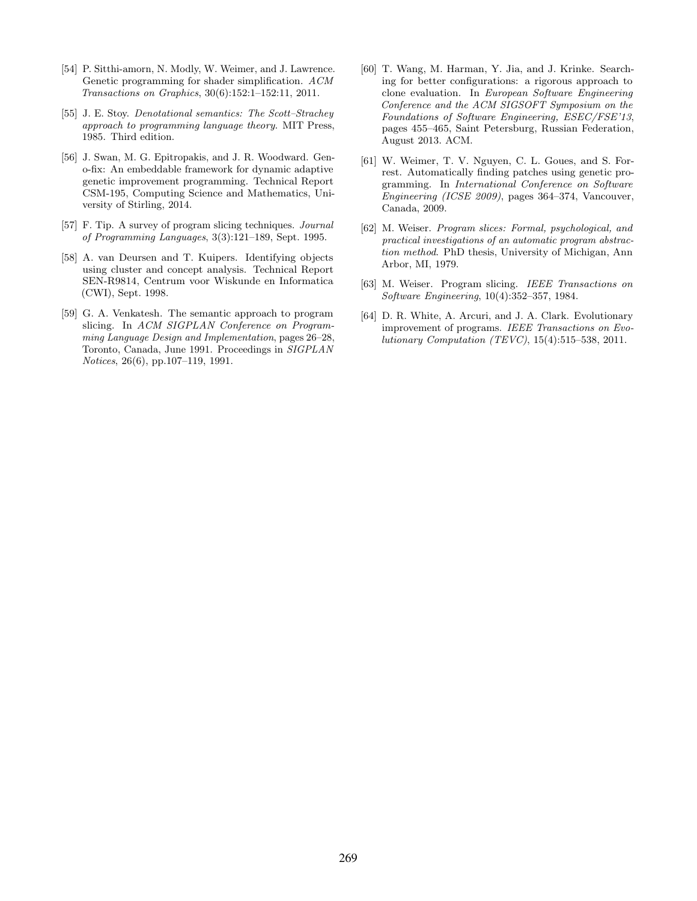[54] P. Sitthi-amorn, N. Modly, W. Weimer, and J. Lawrence. Genetic programming for shader simplification. *ACM Transactions on Graphics*, 30(6):152:1–152:11, 2011.

[55] J. E. Stoy. *Denotational semantics: The Scott–Strachey approach to programming language theory*. MIT Press, 1985. Third edition.

[56] J. Swan, M. G. Epitropakis, and J. R. Woodward. Geno-fix: An embeddable framework for dynamic adaptive genetic improvement programming. Technical Report CSM-195, Computing Science and Mathematics, University of Stirling, 2014.

[57] F. Tip. A survey of program slicing techniques. *Journal of Programming Languages*, 3(3):121–189, Sept. 1995.

[58] A. van Deursen and T. Kuipers. Identifying objects using cluster and concept analysis. Technical Report SEN-R9814, Centrum voor Wiskunde en Informatica (CWI), Sept. 1998.

[59] G. A. Venkatesh. The semantic approach to program slicing. In *ACM SIGPLAN Conference on Programming Language Design and Implementation*, pages 26–28, Toronto, Canada, June 1991. Proceedings in *SIGPLAN Notices*, 26(6), pp.107–119, 1991.

[60] T. Wang, M. Harman, Y. Jia, and J. Krinke. Searching for better configurations: a rigorous approach to clone evaluation. In *European Software Engineering Conference and the ACM SIGSOFT Symposium on the Foundations of Software Engineering, ESEC/FSE'13*, pages 455–465, Saint Petersburg, Russian Federation, August 2013. ACM.

[61] W. Weimer, T. V. Nguyen, C. L. Goues, and S. Forrest. Automatically finding patches using genetic programming. In *International Conference on Software Engineering (ICSE 2009)*, pages 364–374, Vancouver, Canada, 2009.

[62] M. Weiser. *Program slices: Formal, psychological, and practical investigations of an automatic program abstraction method*. PhD thesis, University of Michigan, Ann Arbor, MI, 1979.

[63] M. Weiser. Program slicing. *IEEE Transactions on Software Engineering*, 10(4):352–357, 1984.

[64] D. R. White, A. Arcuri, and J. A. Clark. Evolutionary improvement of programs. *IEEE Transactions on Evolutionary Computation (TEVC)*, 15(4):515–538, 2011.